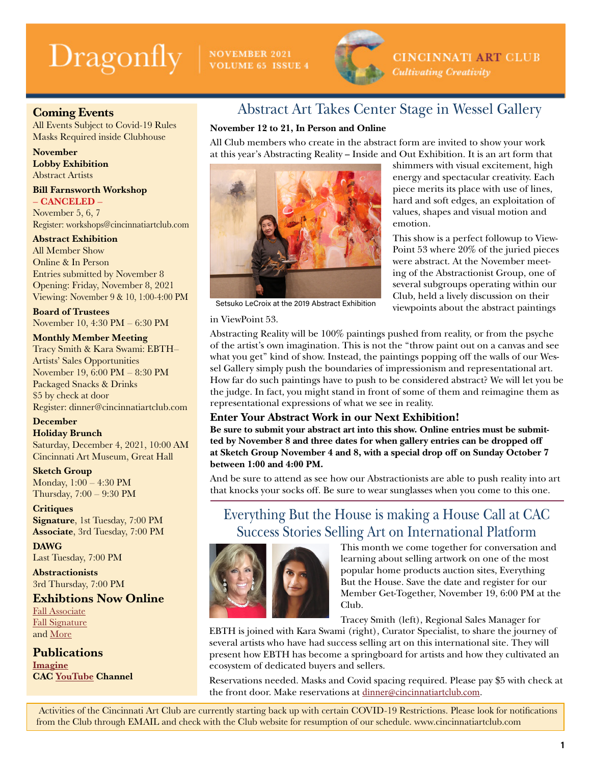# Dragonfly

NOVEMBER 2021
VOLUME 65 ISSUE 4

CINCINNATI ART CLUB
*Cultivating Creativity*

## Coming Events

All Events Subject to Covid-19 Rules
Masks Required inside Clubhouse

**November**
**Lobby Exhibition**
Abstract Artists

**Bill Farnsworth Workshop**
**– CANCELED –**
November 5, 6, 7
Register: workshops@cincinnatiartclub.com

**Abstract Exhibition**
All Member Show
Online & In Person
Entries submitted by November 8
Opening: Friday, November 8, 2021
Viewing: November 9 & 10, 1:00-4:00 PM

**Board of Trustees**
November 10, 4:30 PM – 6:30 PM

**Monthly Member Meeting**
Tracy Smith & Kara Swami: EBTH–
Artists' Sales Opportunities
November 19, 6:00 PM – 8:30 PM
Packaged Snacks & Drinks
$5 by check at door
Register: dinner@cincinnatiartclub.com

**December**
**Holiday Brunch**
Saturday, December 4, 2021, 10:00 AM
Cincinnati Art Museum, Great Hall

**Sketch Group**
Monday, 1:00 – 4:30 PM
Thursday, 7:00 – 9:30 PM

**Critiques**
**Signature**, 1st Tuesday, 7:00 PM
**Associate**, 3rd Tuesday, 7:00 PM

**DAWG**
Last Tuesday, 7:00 PM

**Abstractionists**
3rd Thursday, 7:00 PM

## Exhibtions Now Online

Fall Associate
Fall Signature
and More

## Publications

**Imagine**
**CAC YouTube Channel**

## Abstract Art Takes Center Stage in Wessel Gallery

**November 12 to 21, In Person and Online**

All Club members who create in the abstract form are invited to show your work at this year's Abstracting Reality – Inside and Out Exhibition. It is an art form that shimmers with visual excitement, high energy and spectacular creativity. Each piece merits its place with use of lines, hard and soft edges, an exploitation of values, shapes and visual motion and emotion.

Setsuko LeCroix at the 2019 Abstract Exhibition

This show is a perfect followup to View-Point 53 where 20% of the juried pieces were abstract. At the November meeting of the Abstractionist Group, one of several subgroups operating within our Club, held a lively discussion on their viewpoints about the abstract paintings in ViewPoint 53.

Abstracting Reality will be 100% paintings pushed from reality, or from the psyche of the artist's own imagination. This is not the "throw paint out on a canvas and see what you get" kind of show. Instead, the paintings popping off the walls of our Wessel Gallery simply push the boundaries of impressionism and representational art. How far do such paintings have to push to be considered abstract? We will let you be the judge. In fact, you might stand in front of some of them and reimagine them as representational expressions of what we see in reality.

### Enter Your Abstract Work in our Next Exhibition!

**Be sure to submit your abstract art into this show. Online entries must be submitted by November 8 and three dates for when gallery entries can be dropped off at Sketch Group November 4 and 8, with a special drop off on Sunday October 7 between 1:00 and 4:00 PM.**

And be sure to attend as see how our Abstractionists are able to push reality into art that knocks your socks off. Be sure to wear sunglasses when you come to this one.

## Everything But the House is making a House Call at CAC Success Stories Selling Art on International Platform

This month we come together for conversation and learning about selling artwork on one of the most popular home products auction sites, Everything But the House. Save the date and register for our Member Get-Together, November 19, 6:00 PM at the Club.

Tracey Smith (left), Regional Sales Manager for EBTH is joined with Kara Swami (right), Curator Specialist, to share the journey of several artists who have had success selling art on this international site. They will present how EBTH has become a springboard for artists and how they cultivated an ecosystem of dedicated buyers and sellers.

Reservations needed. Masks and Covid spacing required. Please pay $5 with check at the front door. Make reservations at dinner@cincinnatiartclub.com.

Activities of the Cincinnati Art Club are currently starting back up with certain COVID-19 Restrictions. Please look for notifications from the Club through EMAIL and check with the Club website for resumption of our schedule. www.cincinnatiartclub.com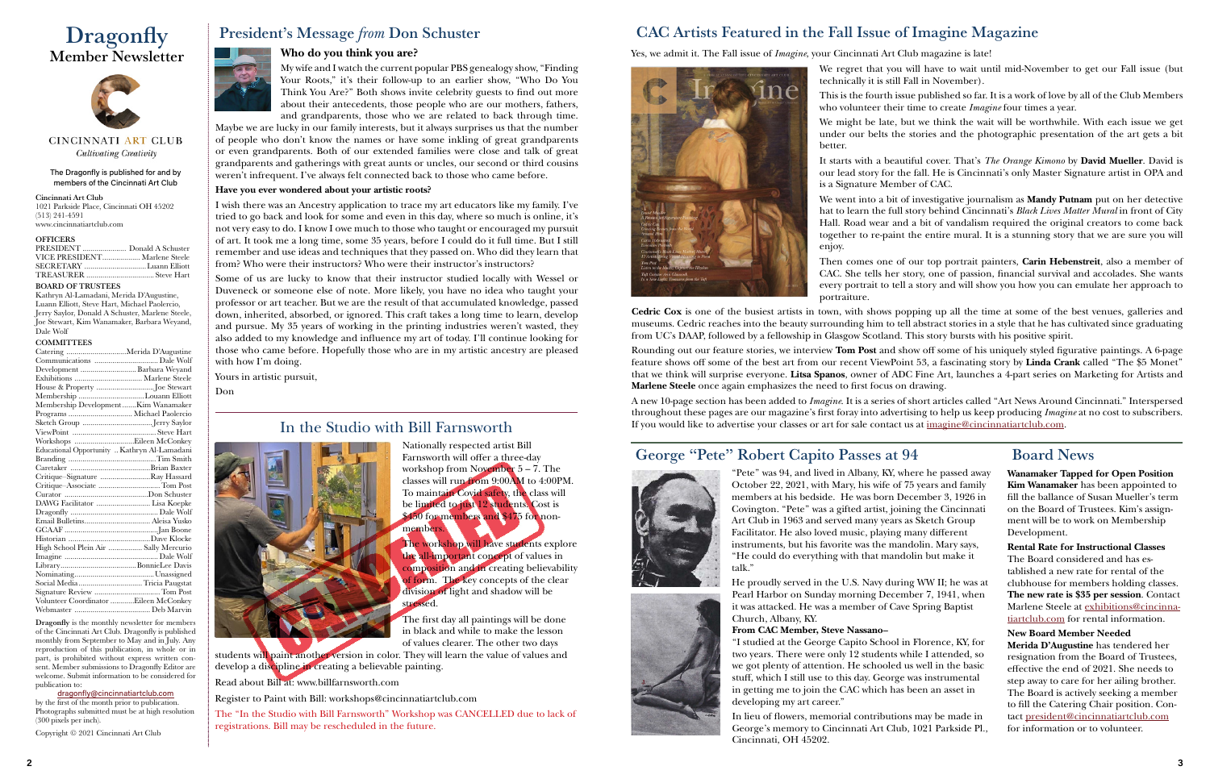# Dragonfly

## Member Newsletter

CINCINNATI ART CLUB

*Cultivating Creativity*

The Dragonfly is published for and by members of the Cincinnati Art Club

**Cincinnati Art Club**
1021 Parkside Place, Cincinnati OH 45202
(513) 241-4591
www.cincinnatiartclub.com

**OFFICERS**

| | |
|---|---|
| PRESIDENT | Donald A Schuster |
| VICE PRESIDENT | Marlene Steele |
| SECRETARY | Luann Elliott |
| TREASURER | Steve Hart |

**BOARD OF TRUSTEES**

Kathryn Al-Lamadani, Merida D'Augustine, Luann Elliott, Steve Hart, Michael Paolercio, Jerry Saylor, Donald A Schuster, Marlene Steele, Joe Stewart, Kim Wanamaker, Barbara Weyand, Dale Wolf

**COMMITTEES**

| | |
|---|---|
| Catering | Merida D'Augustine |
| Communications | Dale Wolf |
| Development | Barbara Weyand |
| Exhibitions | Marlene Steele |
| House & Property | Joe Stewart |
| Membership | Louann Elliott |
| Membership Development | Kim Wanamaker |
| Programs | Michael Paolercio |
| Sketch Group | Jerry Saylor |
| ViewPoint | Steve Hart |
| Workshops | Eileen McConkey |
| Educational Opportunity | Kathryn Al-Lamadani |
| Branding | Tim Smith |
| Caretaker | Brian Baxter |
| Critique–Signature | Ray Hassard |
| Critique–Associate | Tom Post |
| Curator | Don Schuster |
| DAWG Facilitator | Lisa Koepke |
| Dragonfly | Dale Wolf |
| Email Bulletins | Aleisa Yusko |
| GCAAF | Jan Boone |
| Historian | Dave Klocke |
| High School Plein Air | Sally Mercurio |
| Imagine | Dale Wolf |
| Library | BonnieLee Davis |
| Nominating | Unassigned |
| Social Media | Tricia Paugstat |
| Signature Review | Tom Post |
| Volunteer Coordinator | Eileen McConkey |
| Webmaster | Deb Marvin |

**Dragonfly** is the monthly newsletter for members of the Cincinnati Art Club. Dragonfly is published monthly from September to May and in July. Any reproduction of this publication, in whole or in part, is prohibited without express written consent. Member submissions to Dragonfly Editor are welcome. Submit information to be considered for publication to:

dragonfly@cincinnatiartclub.com

by the first of the month prior to publication. Photographs submitted must be at high resolution (300 pixels per inch).

Copyright © 2021 Cincinnati Art Club

## President's Message *from* Don Schuster

### Who do you think you are?

My wife and I watch the current popular PBS genealogy show, "Finding Your Roots," it's their follow-up to an earlier show, "Who Do You Think You Are?" Both shows invite celebrity guests to find out more about their antecedents, those people who are our mothers, fathers, and grandparents, those who we are related to back through time. Maybe we are lucky in our family interests, but it always surprises us that the number of people who don't know the names or have some inkling of great grandparents or even great grandparents. Both of our extended families were close and talk of great grandparents and gatherings with great aunts or uncles, our second or third cousins weren't infrequent. I've always felt connected back to those who came before.

### Have you ever wondered about your artistic roots?

I wish there was an Ancestry application to trace my art educators like my family. I've tried to go back and look for some and even in this day, where so much is online, it's not very easy to do. I know I owe much to those who taught or encouraged my pursuit of art. It took me a long time, some 35 years, before I could do it full time. But I still remember and use ideas and techniques that they passed on. Who did they learn that from? Who were their instructors? Who were their instructor's instructors?

Some of us are lucky to know that their instructor studied locally with Wessel or Duveneck or someone else of note. More likely, you have no idea who taught your professor or art teacher. But we are the result of that accumulated knowledge, passed down, inherited, absorbed, or ignored. This craft takes a long time to learn, develop and pursue. My 35 years of working in the printing industries weren't wasted, they also added to my knowledge and influence my art of today. I'll continue looking for those who came before. Hopefully those who are in my artistic ancestry are pleased with how I'm doing.

Yours in artistic pursuit,

Don

## In the Studio with Bill Farnsworth

Nationally respected artist Bill Farnsworth will offer a three-day workshop from November 5 – 7. The classes will run from 9:00AM to 4:00PM. To maintain Covid safety, the class will be limited to just 12 students. Cost is $450 for members and $475 for non-members.

The workshop will have students explore the all-important concept of values in composition and in creating believability of form. The key concepts of the clear division of light and shadow will be stressed.

The first day all paintings will be done in black and while to make the lesson of values clearer. The other two days students will paint another version in color. They will learn the value of values and develop a discipline in creating a believable painting.

Read about Bill at: www.billfarnsworth.com

Register to Paint with Bill: workshops@cincinnatiartclub.com

The "In the Studio with Bill Farnsworth" Workshop was CANCELLED due to lack of registrations. Bill may be rescheduled in the future.

## CAC Artists Featured in the Fall Issue of Imagine Magazine

Yes, we admit it. The Fall issue of *Imagine*, your Cincinnati Art Club magazine is late!

We regret that you will have to wait until mid-November to get our Fall issue (but technically it is still Fall in November).

This is the fourth issue published so far. It is a work of love by all of the Club Members who volunteer their time to create *Imagine* four times a year.

We might be late, but we think the wait will be worthwhile. With each issue we get under our belts the stories and the photographic presentation of the art gets a bit better.

It starts with a beautiful cover. That's *The Orange Kimono* by **David Mueller**. David is our lead story for the fall. He is Cincinnati's only Master Signature artist in OPA and is a Signature Member of CAC.

We went into a bit of investigative journalism as **Mandy Putnam** put on her detective hat to learn the full story behind Cincinnati's *Black Lives Matter Mural* in front of City Hall. Road wear and a bit of vandalism required the original creators to come back together to re-paint the entire mural. It is a stunning story that we are sure you will enjoy.

Then comes one of our top portrait painters, **Carin Hebenstreit**, also a member of CAC. She tells her story, one of passion, financial survival and accolades. She wants every portrait to tell a story and will show you how you can emulate her approach to portraiture.

**Cedric Cox** is one of the busiest artists in town, with shows popping up all the time at some of the best venues, galleries and museums. Cedric reaches into the beauty surrounding him to tell abstract stories in a style that he has cultivated since graduating from UC's DAAP, followed by a fellowship in Glasgow Scotland. This story bursts with his positive spirit.

Rounding out our feature stories, we interview **Tom Post** and show off some of his uniquely styled figurative paintings. A 6-page feature shows off some of the best art from our recent ViewPoint 53, a fascinating story by **Linda Crank** called "The $5 Monet" that we think will surprise everyone. **Litsa Spanos**, owner of ADC Fine Art, launches a 4-part series on Marketing for Artists and **Marlene Steele** once again emphasizes the need to first focus on drawing.

A new 10-page section has been added to *Imagine*. It is a series of short articles called "Art News Around Cincinnati." Interspersed throughout these pages are our magazine's first foray into advertising to help us keep producing *Imagine* at no cost to subscribers. If you would like to advertise your classes or art for sale contact us at imagine@cincinnatiartclub.com.

## George "Pete" Robert Capito Passes at 94

"Pete" was 94, and lived in Albany, KY, where he passed away October 22, 2021, with Mary, his wife of 75 years and family members at his bedside. He was born December 3, 1926 in Covington. "Pete" was a gifted artist, joining the Cincinnati Art Club in 1963 and served many years as Sketch Group Facilitator. He also loved music, playing many different instruments, but his favorite was the mandolin. Mary says, "He could do everything with that mandolin but make it talk."

He proudly served in the U.S. Navy during WW II; he was at Pearl Harbor on Sunday morning December 7, 1941, when it was attacked. He was a member of Cave Spring Baptist Church, Albany, KY.

**From CAC Member, Steve Nassano–**

"I studied at the George Capito School in Florence, KY, for two years. There were only 12 students while I attended, so we got plenty of attention. He schooled us well in the basic stuff, which I still use to this day. George was instrumental in getting me to join the CAC which has been an asset in developing my art career."

In lieu of flowers, memorial contributions may be made in George's memory to Cincinnati Art Club, 1021 Parkside Pl., Cincinnati, OH 45202.

## Board News

**Wanamaker Tapped for Open Position**

**Kim Wanamaker** has been appointed to fill the ballance of Susan Mueller's term on the Board of Trustees. Kim's assignment will be to work on Membership Development.

**Rental Rate for Instructional Classes**

The Board considered and has established a new rate for rental of the clubhouse for members holding classes. **The new rate is $35 per session**. Contact Marlene Steele at exhibitions@cincinnatiartclub.com for rental information.

**New Board Member Needed**

**Merida D'Augustine** has tendered her resignation from the Board of Trustees, effective the end of 2021. She needs to step away to care for her ailing brother. The Board is actively seeking a member to fill the Catering Chair position. Contact president@cincinnatiartclub.com for information or to volunteer.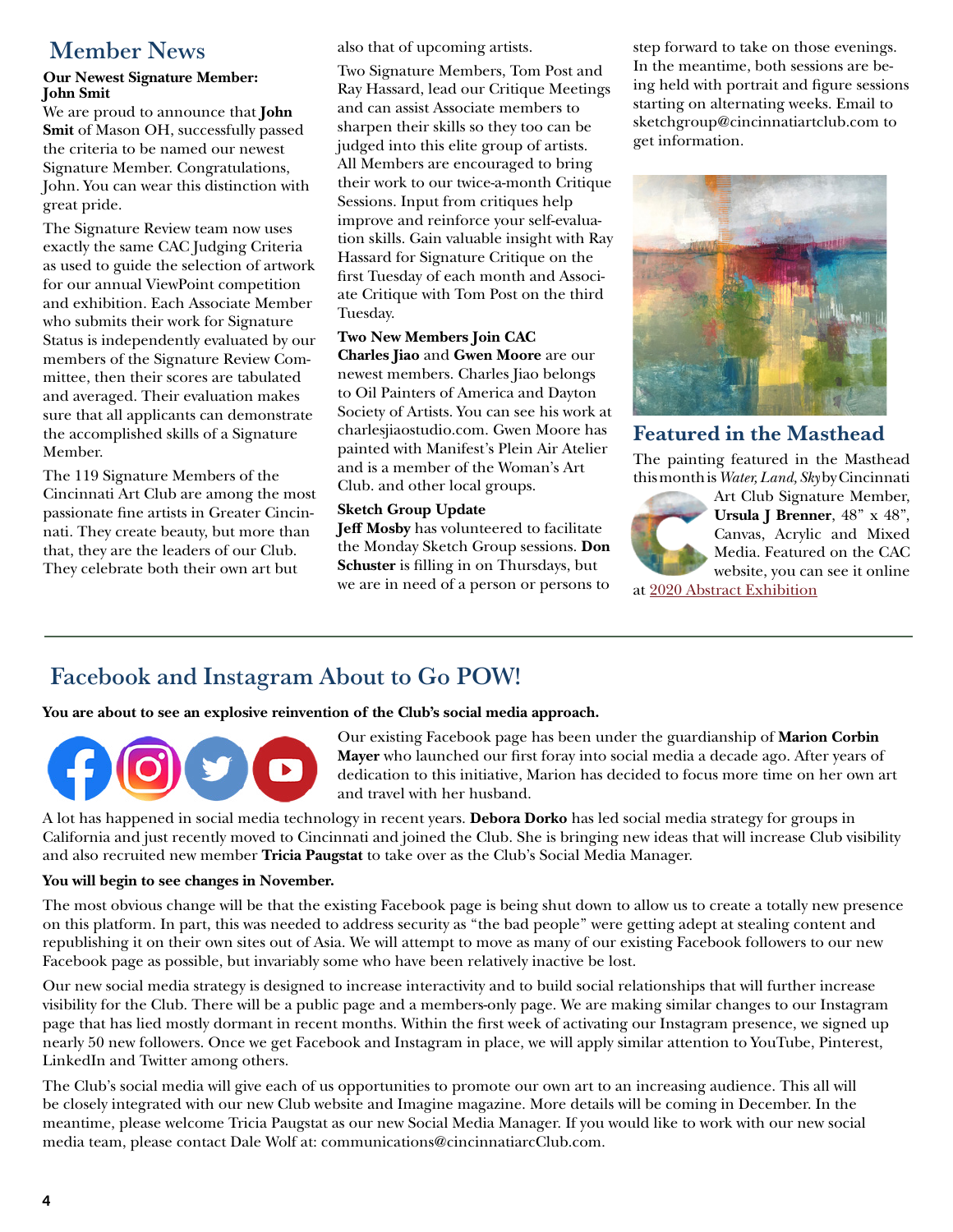## Member News

**Our Newest Signature Member: John Smit**

We are proud to announce that **John Smit** of Mason OH, successfully passed the criteria to be named our newest Signature Member. Congratulations, John. You can wear this distinction with great pride.

The Signature Review team now uses exactly the same CAC Judging Criteria as used to guide the selection of artwork for our annual ViewPoint competition and exhibition. Each Associate Member who submits their work for Signature Status is independently evaluated by our members of the Signature Review Committee, then their scores are tabulated and averaged. Their evaluation makes sure that all applicants can demonstrate the accomplished skills of a Signature Member.

The 119 Signature Members of the Cincinnati Art Club are among the most passionate fine artists in Greater Cincinnati. They create beauty, but more than that, they are the leaders of our Club. They celebrate both their own art but also that of upcoming artists.

Two Signature Members, Tom Post and Ray Hassard, lead our Critique Meetings and can assist Associate members to sharpen their skills so they too can be judged into this elite group of artists. All Members are encouraged to bring their work to our twice-a-month Critique Sessions. Input from critiques help improve and reinforce your self-evaluation skills. Gain valuable insight with Ray Hassard for Signature Critique on the first Tuesday of each month and Associate Critique with Tom Post on the third Tuesday.

**Two New Members Join CAC**

**Charles Jiao** and **Gwen Moore** are our newest members. Charles Jiao belongs to Oil Painters of America and Dayton Society of Artists. You can see his work at charlesjiaostudio.com. Gwen Moore has painted with Manifest's Plein Air Atelier and is a member of the Woman's Art Club. and other local groups.

**Sketch Group Update**

**Jeff Mosby** has volunteered to facilitate the Monday Sketch Group sessions. **Don Schuster** is filling in on Thursdays, but we are in need of a person or persons to step forward to take on those evenings. In the meantime, both sessions are being held with portrait and figure sessions starting on alternating weeks. Email to sketchgroup@cincinnatiartclub.com to get information.

## Featured in the Masthead

The painting featured in the Masthead this month is *Water, Land, Sky* by Cincinnati Art Club Signature Member, **Ursula J Brenner**, 48" x 48", Canvas, Acrylic and Mixed Media. Featured on the CAC website, you can see it online at 2020 Abstract Exhibition

## Facebook and Instagram About to Go POW!

**You are about to see an explosive reinvention of the Club's social media approach.**

Our existing Facebook page has been under the guardianship of **Marion Corbin Mayer** who launched our first foray into social media a decade ago. After years of dedication to this initiative, Marion has decided to focus more time on her own art and travel with her husband.

A lot has happened in social media technology in recent years. **Debora Dorko** has led social media strategy for groups in California and just recently moved to Cincinnati and joined the Club. She is bringing new ideas that will increase Club visibility and also recruited new member **Tricia Paugstat** to take over as the Club's Social Media Manager.

**You will begin to see changes in November.**

The most obvious change will be that the existing Facebook page is being shut down to allow us to create a totally new presence on this platform. In part, this was needed to address security as "the bad people" were getting adept at stealing content and republishing it on their own sites out of Asia. We will attempt to move as many of our existing Facebook followers to our new Facebook page as possible, but invariably some who have been relatively inactive be lost.

Our new social media strategy is designed to increase interactivity and to build social relationships that will further increase visibility for the Club. There will be a public page and a members-only page. We are making similar changes to our Instagram page that has lied mostly dormant in recent months. Within the first week of activating our Instagram presence, we signed up nearly 50 new followers. Once we get Facebook and Instagram in place, we will apply similar attention to YouTube, Pinterest, LinkedIn and Twitter among others.

The Club's social media will give each of us opportunities to promote our own art to an increasing audience. This all will be closely integrated with our new Club website and Imagine magazine. More details will be coming in December. In the meantime, please welcome Tricia Paugstat as our new Social Media Manager. If you would like to work with our new social media team, please contact Dale Wolf at: communications@cincinnatiarcClub.com.